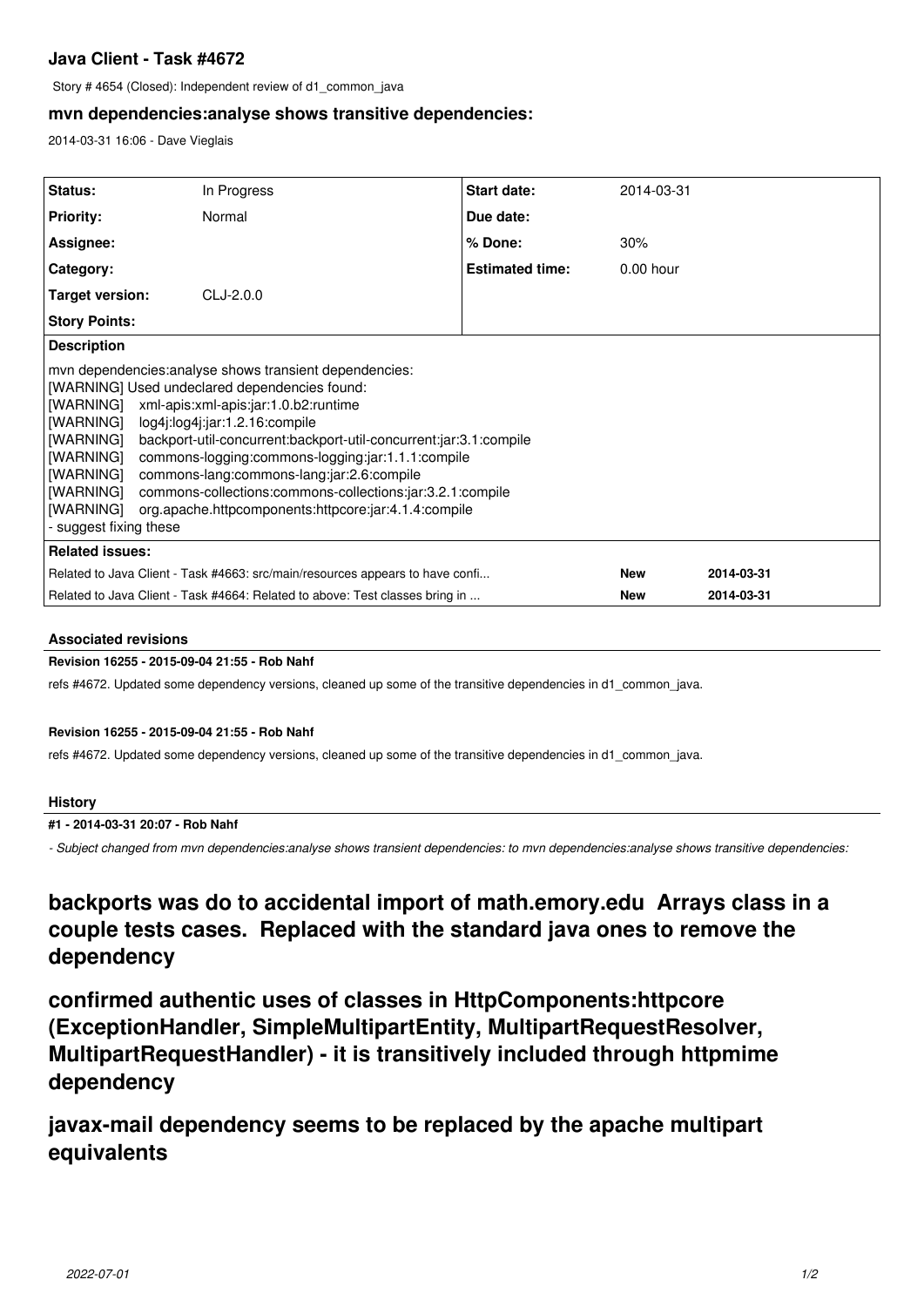# Java Client - Task #4672

Story # 4654 (Closed): Independent review of d1_common_java

## mvn dependencies:analyse shows transitive dependencies:

2014-03-31 16:06 - Dave Vieglais

| | | | |
|---|---|---|---|
| **Status:** | In Progress | **Start date:** | 2014-03-31 |
| **Priority:** | Normal | **Due date:** | |
| **Assignee:** | | **% Done:** | 30% |
| **Category:** | | **Estimated time:** | 0.00 hour |
| **Target version:** | CLJ-2.0.0 | | |
| **Story Points:** | | | |

**Description**

mvn dependencies:analyse shows transient dependencies:
[WARNING] Used undeclared dependencies found:
[WARNING]    xml-apis:xml-apis:jar:1.0.b2:runtime
[WARNING]    log4j:log4j:jar:1.2.16:compile
[WARNING]    backport-util-concurrent:backport-util-concurrent:jar:3.1:compile
[WARNING]    commons-logging:commons-logging:jar:1.1.1:compile
[WARNING]    commons-lang:commons-lang:jar:2.6:compile
[WARNING]    commons-collections:commons-collections:jar:3.2.1:compile
[WARNING]    org.apache.httpcomponents:httpcore:jar:4.1.4:compile
- suggest fixing these

**Related issues:**

| | | |
|---|---|---|
| Related to Java Client - Task #4663: src/main/resources appears to have confi... | **New** | **2014-03-31** |
| Related to Java Client - Task #4664: Related to above: Test classes bring in ... | **New** | **2014-03-31** |

### Associated revisions

**Revision 16255 - 2015-09-04 21:55 - Rob Nahf**

refs #4672. Updated some dependency versions, cleaned up some of the transitive dependencies in d1_common_java.

**Revision 16255 - 2015-09-04 21:55 - Rob Nahf**

refs #4672. Updated some dependency versions, cleaned up some of the transitive dependencies in d1_common_java.

### History

**#1 - 2014-03-31 20:07 - Rob Nahf**

*- Subject changed from mvn dependencies:analyse shows transient dependencies: to mvn dependencies:analyse shows transitive dependencies:*

# backports was do to accidental import of math.emory.edu Arrays class in a couple tests cases. Replaced with the standard java ones to remove the dependency

# confirmed authentic uses of classes in HttpComponents:httpcore (ExceptionHandler, SimpleMultipartEntity, MultipartRequestResolver, MultipartRequestHandler) - it is transitively included through httpmime dependency

# javax-mail dependency seems to be replaced by the apache multipart equivalents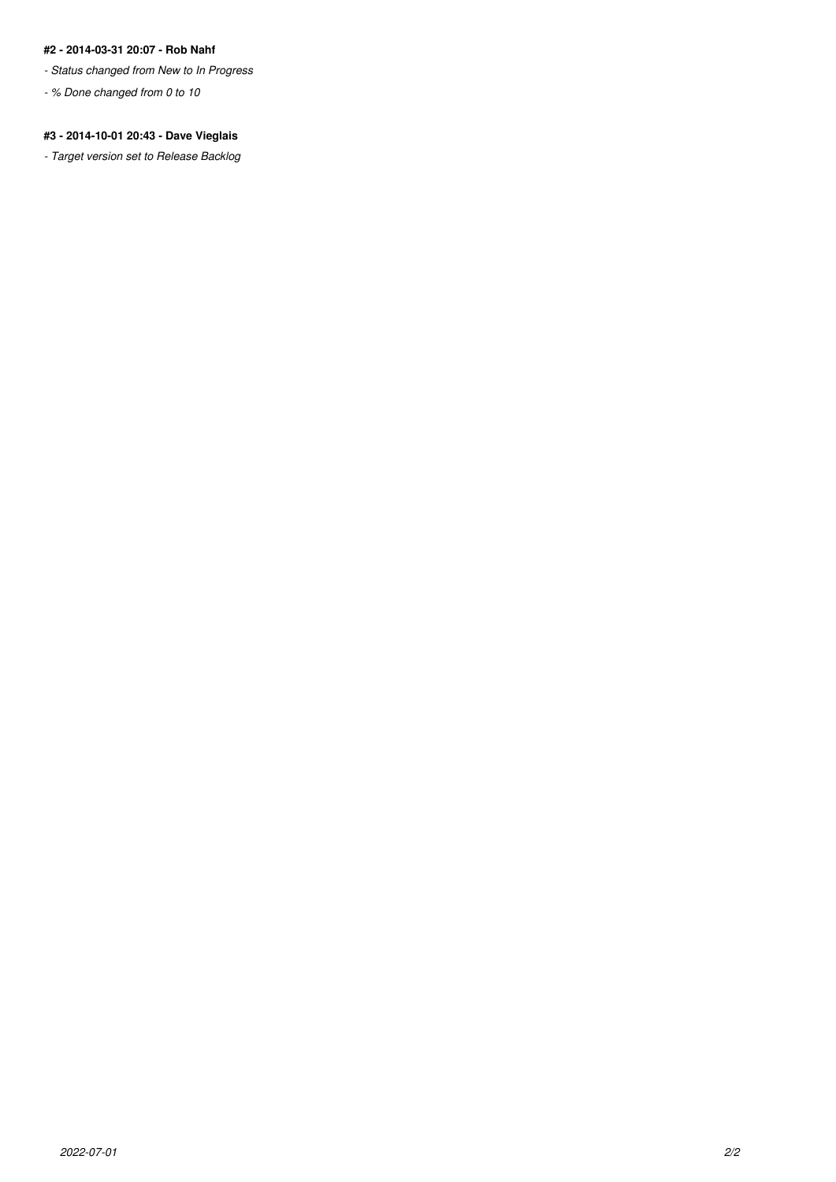**#2 - 2014-03-31 20:07 - Rob Nahf**

*- Status changed from New to In Progress*

*- % Done changed from 0 to 10*

**#3 - 2014-10-01 20:43 - Dave Vieglais**

*- Target version set to Release Backlog*